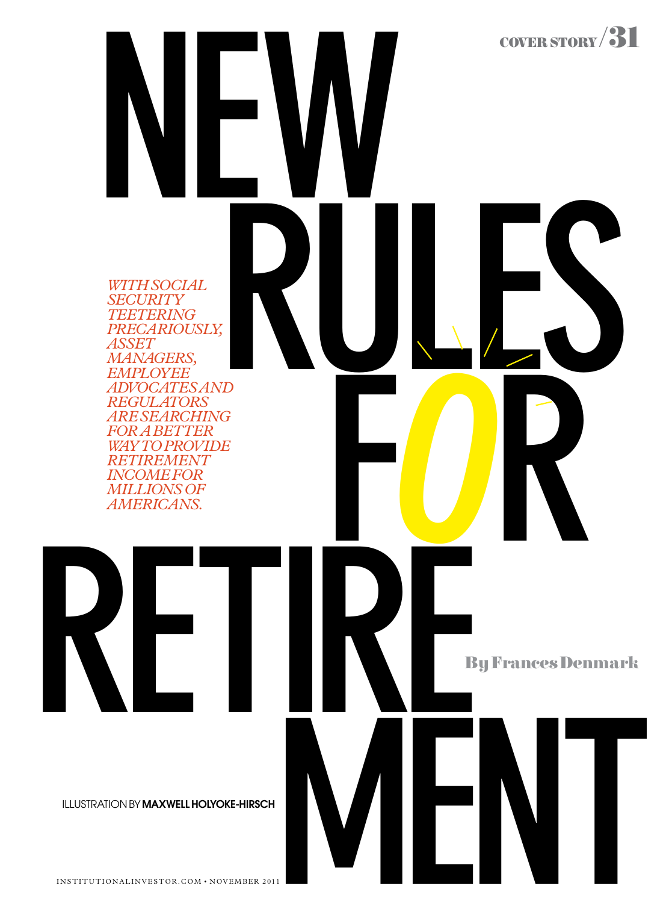# NEW RULES FOR RETIREMENT

*WITH SOCIAL SECURITY TEETERING PRECARIOUSLY, ASSET MANAGERS, EMPLOYEE ADVOCATES AND REGULATORS ARE SEARCHING FOR A BETTER WAY TO PROVIDE RETIREMENT INCOME FOR MILLIONS OF AMERICANS.*

**By Frances Denmark**

ILLUSTRATION BY **MAXWELL HOLYOKE-HIRSCH**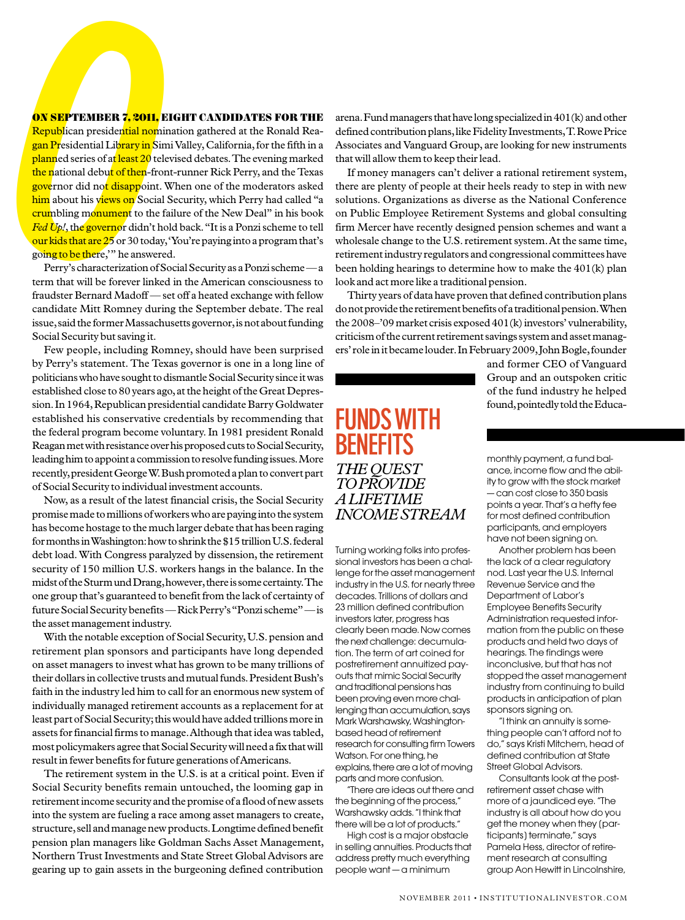# FUNDS WITH BENEFITS

*THE QUEST TO PROVIDE A LIFETIME INCOME STREAM*

**ON SEPTEMBER 7, 2011, EIGHT CANDIDATES FOR THE** Republican presidential nomination gathered at the Ronald Reagan Presidential Library in Simi Valley, California, for the fifth in a planned series of at least 20 televised debates. The evening marked the national debut of then-front-runner Rick Perry, and the Texas governor did not disappoint. When one of the moderators asked him about his views on Social Security, which Perry had called "a crumbling monument to the failure of the New Deal" in his book *Fed Up!*, the governor didn't hold back. "It is a Ponzi scheme to tell our kids that are 25 or 30 today, 'You're paying into a program that's going to be there,'" he answered.

Perry's characterization of Social Security as a Ponzi scheme — a term that will be forever linked in the American consciousness to fraudster Bernard Madoff — set off a heated exchange with fellow candidate Mitt Romney during the September debate. The real issue, said the former Massachusetts governor, is not about funding Social Security but saving it.

Few people, including Romney, should have been surprised by Perry's statement. The Texas governor is one in a long line of politicians who have sought to dismantle Social Security since it was established close to 80 years ago, at the height of the Great Depression. In 1964, Republican presidential candidate Barry Goldwater established his conservative credentials by recommending that the federal program become voluntary. In 1981 president Ronald Reagan met with resistance over his proposed cuts to Social Security, leading him to appoint a commission to resolve funding issues. More recently, president George W. Bush promoted a plan to convert part of Social Security to individual investment accounts.

Now, as a result of the latest financial crisis, the Social Security promise made to millions of workers who are paying into the system has become hostage to the much larger debate that has been raging for months in Washington: how to shrink the $15 trillion U.S. federal debt load. With Congress paralyzed by dissension, the retirement security of 150 million U.S. workers hangs in the balance. In the midst of the Sturm und Drang, however, there is some certainty. The one group that's guaranteed to benefit from the lack of certainty of future Social Security benefits — Rick Perry's "Ponzi scheme" — is the asset management industry.

With the notable exception of Social Security, U.S. pension and retirement plan sponsors and participants have long depended on asset managers to invest what has grown to be many trillions of their dollars in collective trusts and mutual funds. President Bush's faith in the industry led him to call for an enormous new system of individually managed retirement accounts as a replacement for at least part of Social Security; this would have added trillions more in assets for financial firms to manage. Although that idea was tabled, most policymakers agree that Social Security will need a fix that will result in fewer benefits for future generations of Americans.

The retirement system in the U.S. is at a critical point. Even if Social Security benefits remain untouched, the looming gap in retirement income security and the promise of a flood of new assets into the system are fueling a race among asset managers to create, structure, sell and manage new products. Longtime defined benefit pension plan managers like Goldman Sachs Asset Management, Northern Trust Investments and State Street Global Advisors are gearing up to gain assets in the burgeoning defined contribution arena. Fund managers that have long specialized in 401(k) and other defined contribution plans, like Fidelity Investments, T. Rowe Price Associates and Vanguard Group, are looking for new instruments that will allow them to keep their lead.

If money managers can't deliver a rational retirement system, there are plenty of people at their heels ready to step in with new solutions. Organizations as diverse as the National Conference on Public Employee Retirement Systems and global consulting firm Mercer have recently designed pension schemes and want a wholesale change to the U.S. retirement system. At the same time, retirement industry regulators and congressional committees have been holding hearings to determine how to make the 401(k) plan look and act more like a traditional pension.

Thirty years of data have proven that defined contribution plans do not provide the retirement benefits of a traditional pension. When the 2008–'09 market crisis exposed 401(k) investors' vulnerability, criticism of the current retirement savings system and asset managers' role in it became louder. In February 2009, John Bogle, founder and former CEO of Vanguard Group and an outspoken critic of the fund industry he helped found, pointedly told the Educa-

Turning working folks into professional investors has been a challenge for the asset management industry in the U.S. for nearly three decades. Trillions of dollars and 23 million defined contribution investors later, progress has clearly been made. Now comes the next challenge: decumulation. The term of art coined for postretirement annuitized payouts that mimic Social Security and traditional pensions has been proving even more challenging than accumulation, says Mark Warshawsky, Washington-based head of retirement research for consulting firm Towers Watson. For one thing, he explains, there are a lot of moving parts and more confusion.

"There are ideas out there and the beginning of the process," Warshawsky adds. "I think that there will be a lot of products."

High cost is a major obstacle in selling annuities. Products that address pretty much everything people want — a minimum monthly payment, a fund balance, income flow and the ability to grow with the stock market — can cost close to 350 basis points a year. That's a hefty fee for most defined contribution participants, and employers have not been signing on.

Another problem has been the lack of a clear regulatory nod. Last year the U.S. Internal Revenue Service and the Department of Labor's Employee Benefits Security Administration requested information from the public on these products and held two days of hearings. The findings were inconclusive, but that has not stopped the asset management industry from continuing to build products in anticipation of plan sponsors signing on.

"I think an annuity is something people can't afford not to do," says Kristi Mitchem, head of defined contribution at State Street Global Advisors.

Consultants look at the post-retirement asset chase with more of a jaundiced eye. "The industry is all about how do you get the money when they (participants) terminate," says Pamela Hess, director of retirement research at consulting group Aon Hewitt in Lincolnshire,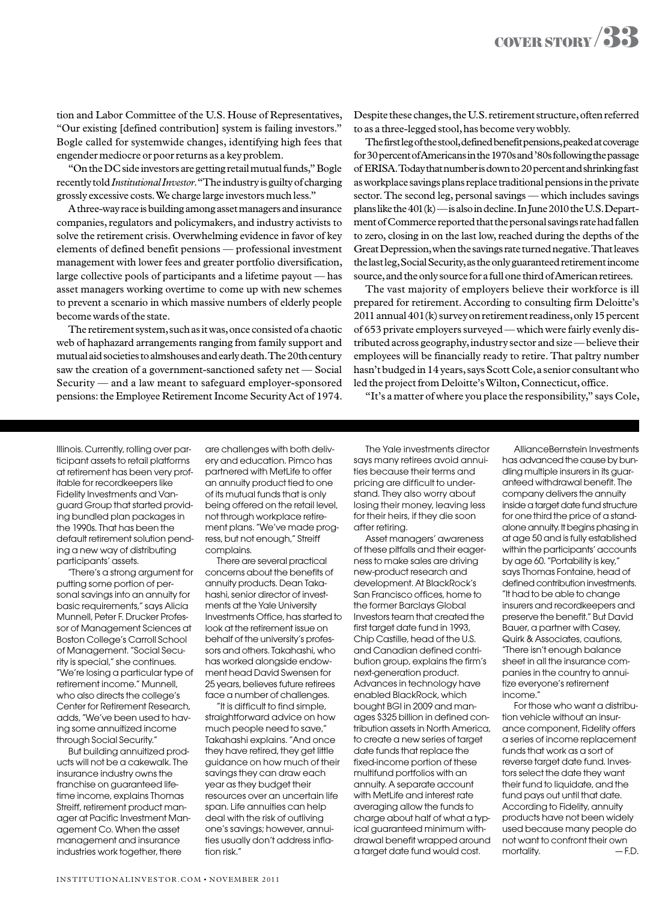tion and Labor Committee of the U.S. House of Representatives, "Our existing [defined contribution] system is failing investors." Bogle called for systemwide changes, identifying high fees that engender mediocre or poor returns as a key problem.

"On the DC side investors are getting retail mutual funds," Bogle recently told *Institutional Investor*. "The industry is guilty of charging grossly excessive costs. We charge large investors much less."

A three-way race is building among asset managers and insurance companies, regulators and policymakers, and industry activists to solve the retirement crisis. Overwhelming evidence in favor of key elements of defined benefit pensions — professional investment management with lower fees and greater portfolio diversification, large collective pools of participants and a lifetime payout — has asset managers working overtime to come up with new schemes to prevent a scenario in which massive numbers of elderly people become wards of the state.

The retirement system, such as it was, once consisted of a chaotic web of haphazard arrangements ranging from family support and mutual aid societies to almshouses and early death. The 20th century saw the creation of a government-sanctioned safety net — Social Security — and a law meant to safeguard employer-sponsored pensions: the Employee Retirement Income Security Act of 1974. Despite these changes, the U.S. retirement structure, often referred to as a three-legged stool, has become very wobbly.

The first leg of the stool, defined benefit pensions, peaked at coverage for 30 percent of Americans in the 1970s and '80s following the passage of ERISA. Today that number is down to 20 percent and shrinking fast as workplace savings plans replace traditional pensions in the private sector. The second leg, personal savings — which includes savings plans like the 401(k) — is also in decline. In June 2010 the U.S. Department of Commerce reported that the personal savings rate had fallen to zero, closing in on the last low, reached during the depths of the Great Depression, when the savings rate turned negative. That leaves the last leg, Social Security, as the only guaranteed retirement income source, and the only source for a full one third of American retirees.

The vast majority of employers believe their workforce is ill prepared for retirement. According to consulting firm Deloitte's 2011 annual 401(k) survey on retirement readiness, only 15 percent of 653 private employers surveyed — which were fairly evenly distributed across geography, industry sector and size — believe their employees will be financially ready to retire. That paltry number hasn't budged in 14 years, says Scott Cole, a senior consultant who led the project from Deloitte's Wilton, Connecticut, office.

"It's a matter of where you place the responsibility," says Cole,

---

Illinois. Currently, rolling over participant assets to retail platforms at retirement has been very profitable for recordkeepers like Fidelity Investments and Vanguard Group that started providing bundled plan packages in the 1990s. That has been the default retirement solution pending a new way of distributing participants' assets.

"There's a strong argument for putting some portion of personal savings into an annuity for basic requirements," says Alicia Munnell, Peter F. Drucker Professor of Management Sciences at Boston College's Carroll School of Management. "Social Security is special," she continues. "We're losing a particular type of retirement income." Munnell, who also directs the college's Center for Retirement Research, adds, "We've been used to having some annuitized income through Social Security."

But building annuitized products will not be a cakewalk. The insurance industry owns the franchise on guaranteed lifetime income, explains Thomas Streiff, retirement product manager at Pacific Investment Management Co. When the asset management and insurance industries work together, there are challenges with both delivery and education. Pimco has partnered with MetLife to offer an annuity product tied to one of its mutual funds that is only being offered on the retail level, not through workplace retirement plans. "We've made progress, but not enough," Streiff complains.

There are several practical concerns about the benefits of annuity products. Dean Takahashi, senior director of investments at the Yale University Investments Office, has started to look at the retirement issue on behalf of the university's professors and others. Takahashi, who has worked alongside endowment head David Swensen for 25 years, believes future retirees face a number of challenges.

"It is difficult to find simple, straightforward advice on how much people need to save," Takahashi explains. "And once they have retired, they get little guidance on how much of their savings they can draw each year as they budget their resources over an uncertain life span. Life annuities can help deal with the risk of outliving one's savings; however, annuities usually don't address inflation risk."

The Yale investments director says many retirees avoid annuities because their terms and pricing are difficult to understand. They also worry about losing their money, leaving less for their heirs, if they die soon after retiring.

Asset managers' awareness of these pitfalls and their eagerness to make sales are driving new-product research and development. At BlackRock's San Francisco offices, home to the former Barclays Global Investors team that created the first target date fund in 1993, Chip Castille, head of the U.S. and Canadian defined contribution group, explains the firm's next-generation product. Advances in technology have enabled BlackRock, which bought BGI in 2009 and manages $325 billion in defined contribution assets in North America, to create a new series of target date funds that replace the fixed-income portion of these multifund portfolios with an annuity. A separate account with MetLife and interest rate averaging allow the funds to charge about half of what a typical guaranteed minimum withdrawal benefit wrapped around a target date fund would cost.

AllianceBernstein Investments has advanced the cause by bundling multiple insurers in its guaranteed withdrawal benefit. The company delivers the annuity inside a target date fund structure for one third the price of a standalone annuity. It begins phasing in at age 50 and is fully established within the participants' accounts by age 60. "Portability is key," says Thomas Fontaine, head of defined contribution investments. "It had to be able to change insurers and recordkeepers and preserve the benefit." But David Bauer, a partner with Casey, Quirk & Associates, cautions, "There isn't enough balance sheet in all the insurance companies in the country to annuitize everyone's retirement income."

For those who want a distribution vehicle without an insurance component, Fidelity offers a series of income replacement funds that work as a sort of reverse target date fund. Investors select the date they want their fund to liquidate, and the fund pays out until that date. According to Fidelity, annuity products have not been widely used because many people do not want to confront their own mortality. — F.D.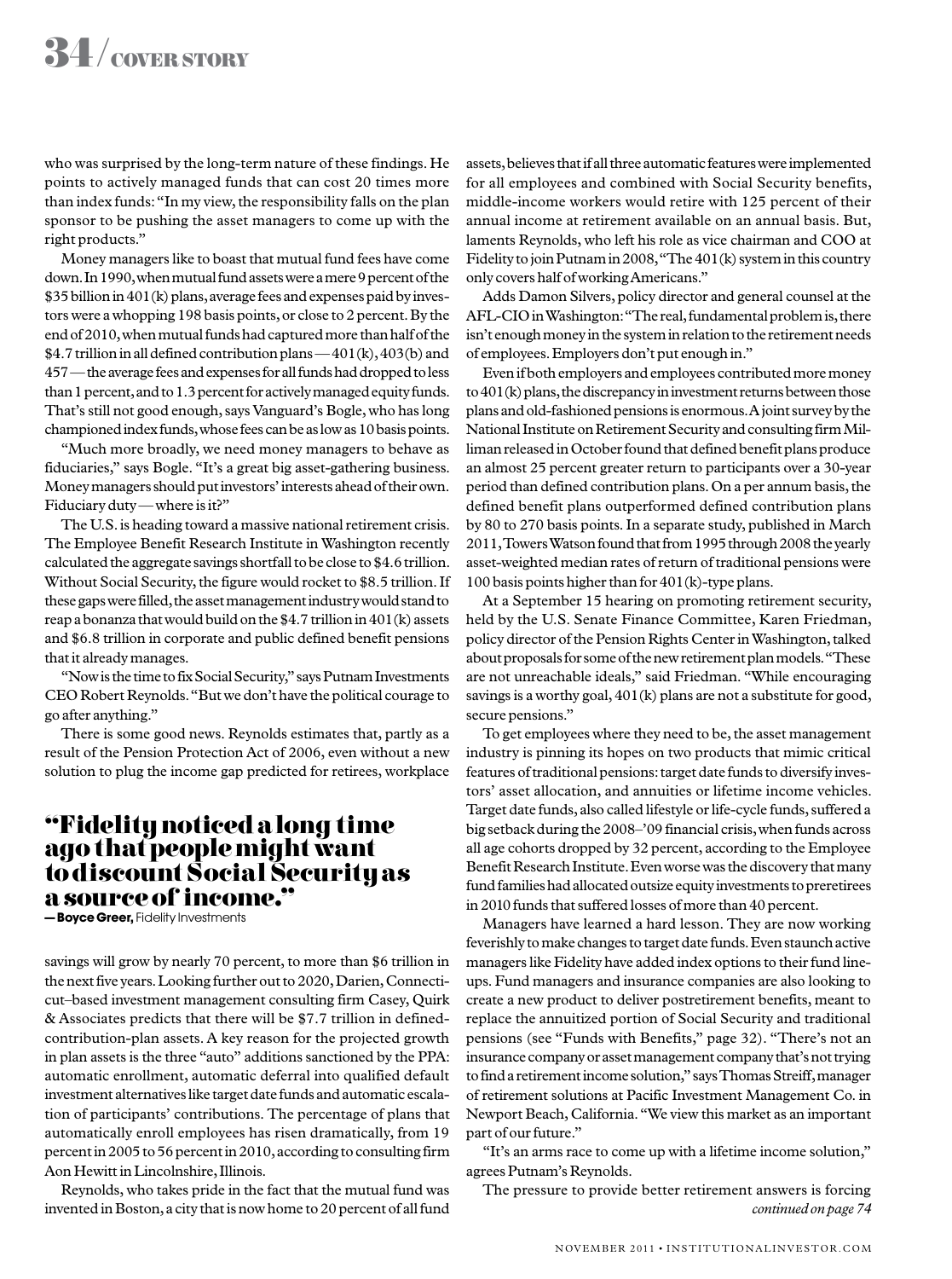who was surprised by the long-term nature of these findings. He points to actively managed funds that can cost 20 times more than index funds: "In my view, the responsibility falls on the plan sponsor to be pushing the asset managers to come up with the right products."

Money managers like to boast that mutual fund fees have come down. In 1990, when mutual fund assets were a mere 9 percent of the $35 billion in 401(k) plans, average fees and expenses paid by investors were a whopping 198 basis points, or close to 2 percent. By the end of 2010, when mutual funds had captured more than half of the $4.7 trillion in all defined contribution plans — 401(k), 403(b) and 457 — the average fees and expenses for all funds had dropped to less than 1 percent, and to 1.3 percent for actively managed equity funds. That's still not good enough, says Vanguard's Bogle, who has long championed index funds, whose fees can be as low as 10 basis points.

"Much more broadly, we need money managers to behave as fiduciaries," says Bogle. "It's a great big asset-gathering business. Money managers should put investors' interests ahead of their own. Fiduciary duty — where is it?"

The U.S. is heading toward a massive national retirement crisis. The Employee Benefit Research Institute in Washington recently calculated the aggregate savings shortfall to be close to $4.6 trillion. Without Social Security, the figure would rocket to $8.5 trillion. If these gaps were filled, the asset management industry would stand to reap a bonanza that would build on the $4.7 trillion in 401(k) assets and $6.8 trillion in corporate and public defined benefit pensions that it already manages.

"Now is the time to fix Social Security," says Putnam Investments CEO Robert Reynolds. "But we don't have the political courage to go after anything."

There is some good news. Reynolds estimates that, partly as a result of the Pension Protection Act of 2006, even without a new solution to plug the income gap predicted for retirees, workplace savings will grow by nearly 70 percent, to more than $6 trillion in the next five years. Looking further out to 2020, Darien, Connecticut–based investment management consulting firm Casey, Quirk & Associates predicts that there will be $7.7 trillion in defined-contribution-plan assets. A key reason for the projected growth in plan assets is the three "auto" additions sanctioned by the PPA: automatic enrollment, automatic deferral into qualified default investment alternatives like target date funds and automatic escalation of participants' contributions. The percentage of plans that automatically enroll employees has risen dramatically, from 19 percent in 2005 to 56 percent in 2010, according to consulting firm Aon Hewitt in Lincolnshire, Illinois.

> **"Fidelity noticed a long time ago that people might want to discount Social Security as a source of income."**
> **— Boyce Greer,** Fidelity Investments

Reynolds, who takes pride in the fact that the mutual fund was invented in Boston, a city that is now home to 20 percent of all fund assets, believes that if all three automatic features were implemented for all employees and combined with Social Security benefits, middle-income workers would retire with 125 percent of their annual income at retirement available on an annual basis. But, laments Reynolds, who left his role as vice chairman and COO at Fidelity to join Putnam in 2008, "The 401(k) system in this country only covers half of working Americans."

Adds Damon Silvers, policy director and general counsel at the AFL-CIO in Washington: "The real, fundamental problem is, there isn't enough money in the system in relation to the retirement needs of employees. Employers don't put enough in."

Even if both employers and employees contributed more money to 401(k) plans, the discrepancy in investment returns between those plans and old-fashioned pensions is enormous. A joint survey by the National Institute on Retirement Security and consulting firm Milliman released in October found that defined benefit plans produce an almost 25 percent greater return to participants over a 30-year period than defined contribution plans. On a per annum basis, the defined benefit plans outperformed defined contribution plans by 80 to 270 basis points. In a separate study, published in March 2011, Towers Watson found that from 1995 through 2008 the yearly asset-weighted median rates of return of traditional pensions were 100 basis points higher than for 401(k)-type plans.

At a September 15 hearing on promoting retirement security, held by the U.S. Senate Finance Committee, Karen Friedman, policy director of the Pension Rights Center in Washington, talked about proposals for some of the new retirement plan models. "These are not unreachable ideals," said Friedman. "While encouraging savings is a worthy goal, 401(k) plans are not a substitute for good, secure pensions."

To get employees where they need to be, the asset management industry is pinning its hopes on two products that mimic critical features of traditional pensions: target date funds to diversify investors' asset allocation, and annuities or lifetime income vehicles. Target date funds, also called lifestyle or life-cycle funds, suffered a big setback during the 2008–'09 financial crisis, when funds across all age cohorts dropped by 32 percent, according to the Employee Benefit Research Institute. Even worse was the discovery that many fund families had allocated outsize equity investments to preretirees in 2010 funds that suffered losses of more than 40 percent.

Managers have learned a hard lesson. They are now working feverishly to make changes to target date funds. Even staunch active managers like Fidelity have added index options to their fund lineups. Fund managers and insurance companies are also looking to create a new product to deliver postretirement benefits, meant to replace the annuitized portion of Social Security and traditional pensions (see "Funds with Benefits," page 32). "There's not an insurance company or asset management company that's not trying to find a retirement income solution," says Thomas Streiff, manager of retirement solutions at Pacific Investment Management Co. in Newport Beach, California. "We view this market as an important part of our future."

"It's an arms race to come up with a lifetime income solution," agrees Putnam's Reynolds.

The pressure to provide better retirement answers is forcing

*continued on page 74*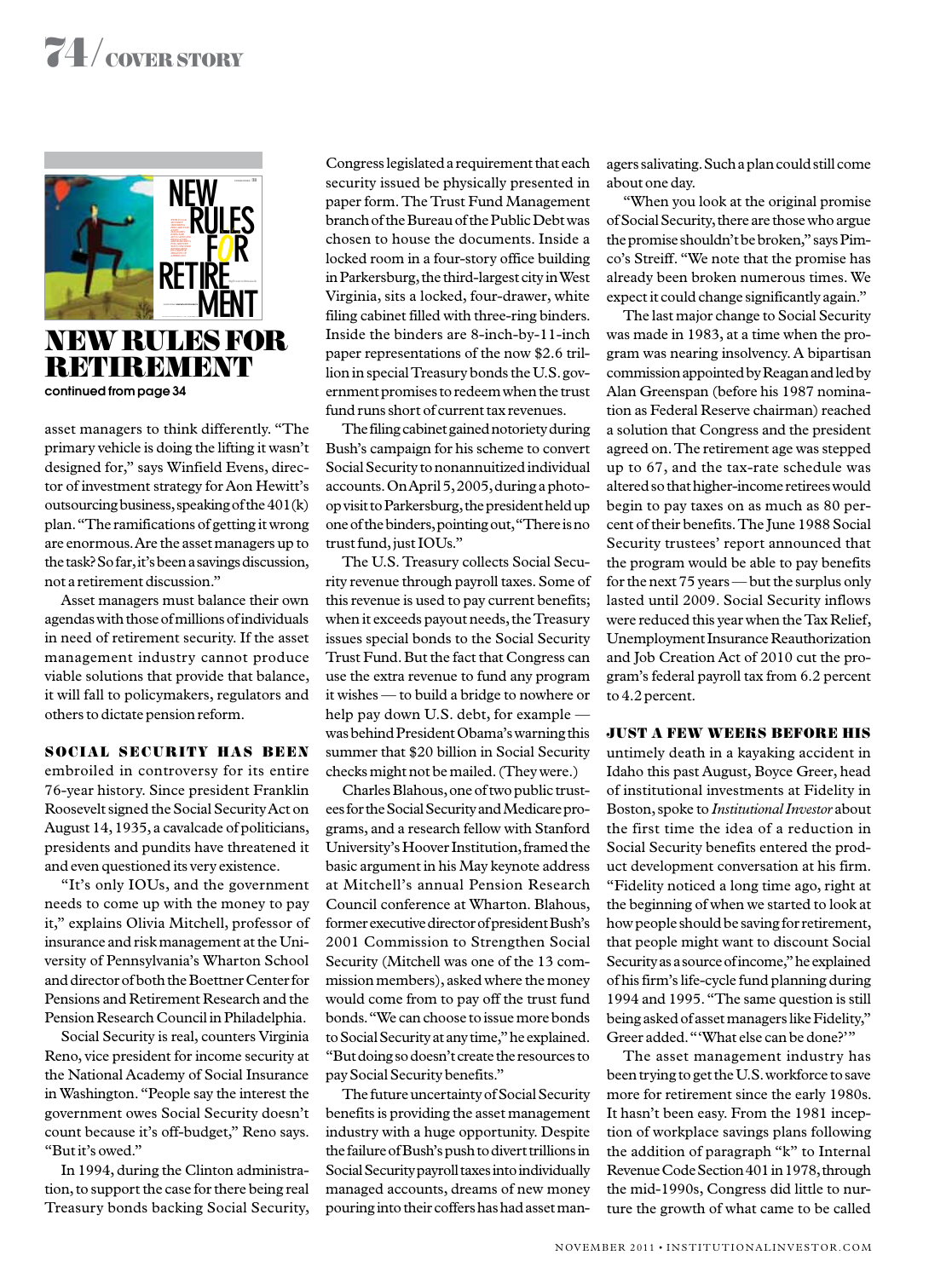# NEW RULES FOR RETIREMENT

**continued from page 34**

asset managers to think differently. "The primary vehicle is doing the lifting it wasn't designed for," says Winfield Evens, director of investment strategy for Aon Hewitt's outsourcing business, speaking of the 401(k) plan. "The ramifications of getting it wrong are enormous. Are the asset managers up to the task? So far, it's been a savings discussion, not a retirement discussion."

Asset managers must balance their own agendas with those of millions of individuals in need of retirement security. If the asset management industry cannot produce viable solutions that provide that balance, it will fall to policymakers, regulators and others to dictate pension reform.

**SOCIAL SECURITY HAS BEEN** embroiled in controversy for its entire 76-year history. Since president Franklin Roosevelt signed the Social Security Act on August 14, 1935, a cavalcade of politicians, presidents and pundits have threatened it and even questioned its very existence.

"It's only IOUs, and the government needs to come up with the money to pay it," explains Olivia Mitchell, professor of insurance and risk management at the University of Pennsylvania's Wharton School and director of both the Boettner Center for Pensions and Retirement Research and the Pension Research Council in Philadelphia.

Social Security is real, counters Virginia Reno, vice president for income security at the National Academy of Social Insurance in Washington. "People say the interest the government owes Social Security doesn't count because it's off-budget," Reno says. "But it's owed."

In 1994, during the Clinton administration, to support the case for there being real Treasury bonds backing Social Security, Congress legislated a requirement that each security issued be physically presented in paper form. The Trust Fund Management branch of the Bureau of the Public Debt was chosen to house the documents. Inside a locked room in a four-story office building in Parkersburg, the third-largest city in West Virginia, sits a locked, four-drawer, white filing cabinet filled with three-ring binders. Inside the binders are 8-inch-by-11-inch paper representations of the now $2.6 trillion in special Treasury bonds the U.S. government promises to redeem when the trust fund runs short of current tax revenues.

The filing cabinet gained notoriety during Bush's campaign for his scheme to convert Social Security to nonannuitized individual accounts. On April 5, 2005, during a photo-op visit to Parkersburg, the president held up one of the binders, pointing out, "There is no trust fund, just IOUs."

The U.S. Treasury collects Social Security revenue through payroll taxes. Some of this revenue is used to pay current benefits; when it exceeds payout needs, the Treasury issues special bonds to the Social Security Trust Fund. But the fact that Congress can use the extra revenue to fund any program it wishes — to build a bridge to nowhere or help pay down U.S. debt, for example — was behind President Obama's warning this summer that $20 billion in Social Security checks might not be mailed. (They were.)

Charles Blahous, one of two public trustees for the Social Security and Medicare programs, and a research fellow with Stanford University's Hoover Institution, framed the basic argument in his May keynote address at Mitchell's annual Pension Research Council conference at Wharton. Blahous, former executive director of president Bush's 2001 Commission to Strengthen Social Security (Mitchell was one of the 13 commission members), asked where the money would come from to pay off the trust fund bonds. "We can choose to issue more bonds to Social Security at any time," he explained. "But doing so doesn't create the resources to pay Social Security benefits."

The future uncertainty of Social Security benefits is providing the asset management industry with a huge opportunity. Despite the failure of Bush's push to divert trillions in Social Security payroll taxes into individually managed accounts, dreams of new money pouring into their coffers has had asset managers salivating. Such a plan could still come about one day.

"When you look at the original promise of Social Security, there are those who argue the promise shouldn't be broken," says Pimco's Streiff. "We note that the promise has already been broken numerous times. We expect it could change significantly again."

The last major change to Social Security was made in 1983, at a time when the program was nearing insolvency. A bipartisan commission appointed by Reagan and led by Alan Greenspan (before his 1987 nomination as Federal Reserve chairman) reached a solution that Congress and the president agreed on. The retirement age was stepped up to 67, and the tax-rate schedule was altered so that higher-income retirees would begin to pay taxes on as much as 80 percent of their benefits. The June 1988 Social Security trustees' report announced that the program would be able to pay benefits for the next 75 years — but the surplus only lasted until 2009. Social Security inflows were reduced this year when the Tax Relief, Unemployment Insurance Reauthorization and Job Creation Act of 2010 cut the program's federal payroll tax from 6.2 percent to 4.2 percent.

**JUST A FEW WEEKS BEFORE HIS** untimely death in a kayaking accident in Idaho this past August, Boyce Greer, head of institutional investments at Fidelity in Boston, spoke to *Institutional Investor* about the first time the idea of a reduction in Social Security benefits entered the product development conversation at his firm. "Fidelity noticed a long time ago, right at the beginning of when we started to look at how people should be saving for retirement, that people might want to discount Social Security as a source of income," he explained of his firm's life-cycle fund planning during 1994 and 1995. "The same question is still being asked of asset managers like Fidelity," Greer added. "'What else can be done?'"

The asset management industry has been trying to get the U.S. workforce to save more for retirement since the early 1980s. It hasn't been easy. From the 1981 inception of workplace savings plans following the addition of paragraph "k" to Internal Revenue Code Section 401 in 1978, through the mid-1990s, Congress did little to nurture the growth of what came to be called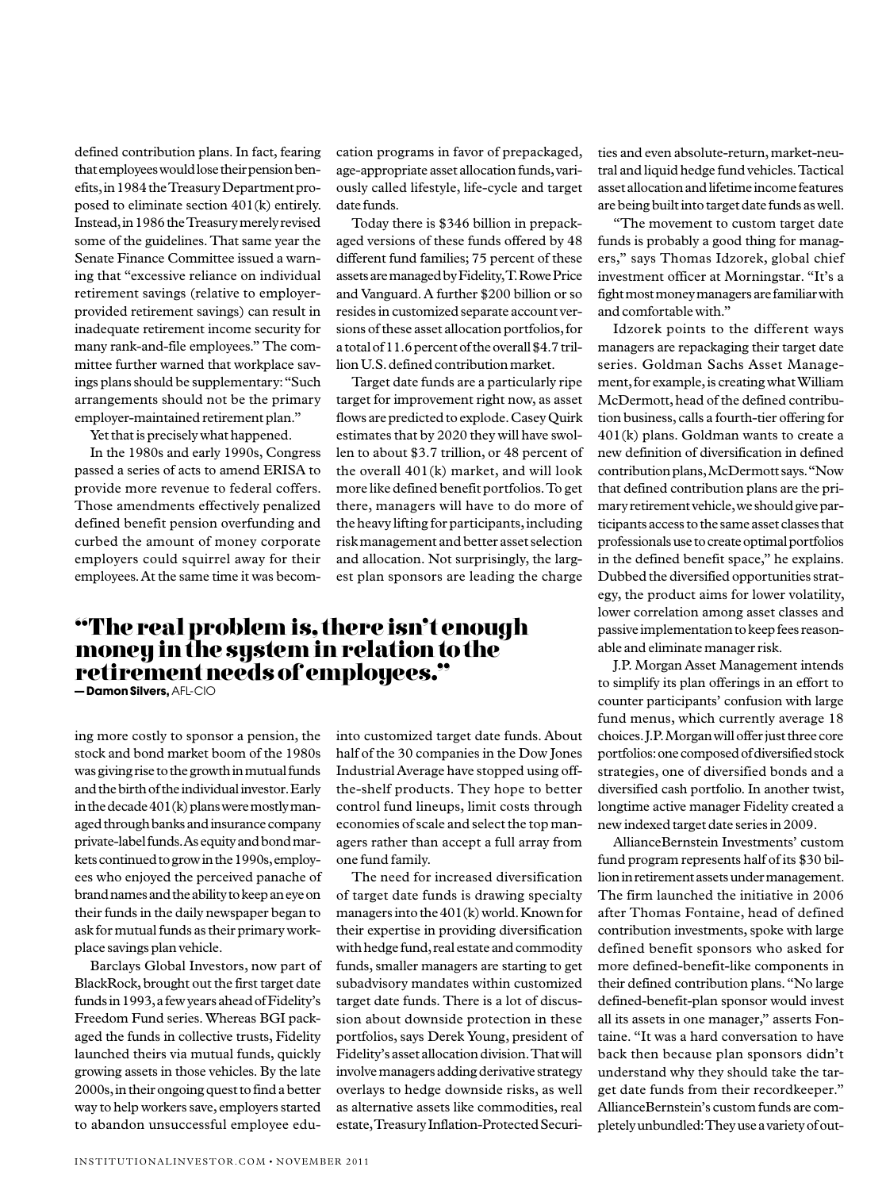defined contribution plans. In fact, fearing that employees would lose their pension benefits, in 1984 the Treasury Department proposed to eliminate section 401(k) entirely. Instead, in 1986 the Treasury merely revised some of the guidelines. That same year the Senate Finance Committee issued a warning that "excessive reliance on individual retirement savings (relative to employer-provided retirement savings) can result in inadequate retirement income security for many rank-and-file employees." The committee further warned that workplace savings plans should be supplementary: "Such arrangements should not be the primary employer-maintained retirement plan."

Yet that is precisely what happened.

In the 1980s and early 1990s, Congress passed a series of acts to amend ERISA to provide more revenue to federal coffers. Those amendments effectively penalized defined benefit pension overfunding and curbed the amount of money corporate employers could squirrel away for their employees. At the same time it was becoming more costly to sponsor a pension, the stock and bond market boom of the 1980s was giving rise to the growth in mutual funds and the birth of the individual investor. Early in the decade 401(k) plans were mostly managed through banks and insurance company private-label funds. As equity and bond markets continued to grow in the 1990s, employees who enjoyed the perceived panache of brand names and the ability to keep an eye on their funds in the daily newspaper began to ask for mutual funds as their primary workplace savings plan vehicle.

Barclays Global Investors, now part of BlackRock, brought out the first target date funds in 1993, a few years ahead of Fidelity's Freedom Fund series. Whereas BGI packaged the funds in collective trusts, Fidelity launched theirs via mutual funds, quickly growing assets in those vehicles. By the late 2000s, in their ongoing quest to find a better way to help workers save, employers started to abandon unsuccessful employee education programs in favor of prepackaged, age-appropriate asset allocation funds, variously called lifestyle, life-cycle and target date funds.

Today there is $346 billion in prepackaged versions of these funds offered by 48 different fund families; 75 percent of these assets are managed by Fidelity, T. Rowe Price and Vanguard. A further $200 billion or so resides in customized separate account versions of these asset allocation portfolios, for a total of 11.6 percent of the overall $4.7 trillion U.S. defined contribution market.

Target date funds are a particularly ripe target for improvement right now, as asset flows are predicted to explode. Casey Quirk estimates that by 2020 they will have swollen to about $3.7 trillion, or 48 percent of the overall 401(k) market, and will look more like defined benefit portfolios. To get there, managers will have to do more of the heavy lifting for participants, including risk management and better asset selection and allocation. Not surprisingly, the largest plan sponsors are leading the charge into customized target date funds. About half of the 30 companies in the Dow Jones Industrial Average have stopped using off-the-shelf products. They hope to better control fund lineups, limit costs through economies of scale and select the top managers rather than accept a full array from one fund family.

> **"The real problem is, there isn't enough money in the system in relation to the retirement needs of employees."**
> **— Damon Silvers,** AFL-CIO

The need for increased diversification of target date funds is drawing specialty managers into the 401(k) world. Known for their expertise in providing diversification with hedge fund, real estate and commodity funds, smaller managers are starting to get subadvisory mandates within customized target date funds. There is a lot of discussion about downside protection in these portfolios, says Derek Young, president of Fidelity's asset allocation division. That will involve managers adding derivative strategy overlays to hedge downside risks, as well as alternative assets like commodities, real estate, Treasury Inflation-Protected Securities and even absolute-return, market-neutral and liquid hedge fund vehicles. Tactical asset allocation and lifetime income features are being built into target date funds as well.

"The movement to custom target date funds is probably a good thing for managers," says Thomas Idzorek, global chief investment officer at Morningstar. "It's a fight most money managers are familiar with and comfortable with."

Idzorek points to the different ways managers are repackaging their target date series. Goldman Sachs Asset Management, for example, is creating what William McDermott, head of the defined contribution business, calls a fourth-tier offering for 401(k) plans. Goldman wants to create a new definition of diversification in defined contribution plans, McDermott says. "Now that defined contribution plans are the primary retirement vehicle, we should give participants access to the same asset classes that professionals use to create optimal portfolios in the defined benefit space," he explains. Dubbed the diversified opportunities strategy, the product aims for lower volatility, lower correlation among asset classes and passive implementation to keep fees reasonable and eliminate manager risk.

J.P. Morgan Asset Management intends to simplify its plan offerings in an effort to counter participants' confusion with large fund menus, which currently average 18 choices. J.P. Morgan will offer just three core portfolios: one composed of diversified stock strategies, one of diversified bonds and a diversified cash portfolio. In another twist, longtime active manager Fidelity created a new indexed target date series in 2009.

AllianceBernstein Investments' custom fund program represents half of its $30 billion in retirement assets under management. The firm launched the initiative in 2006 after Thomas Fontaine, head of defined contribution investments, spoke with large defined benefit sponsors who asked for more defined-benefit-like components in their defined contribution plans. "No large defined-benefit-plan sponsor would invest all its assets in one manager," asserts Fontaine. "It was a hard conversation to have back then because plan sponsors didn't understand why they should take the target date funds from their recordkeeper." AllianceBernstein's custom funds are completely unbundled: They use a variety of out-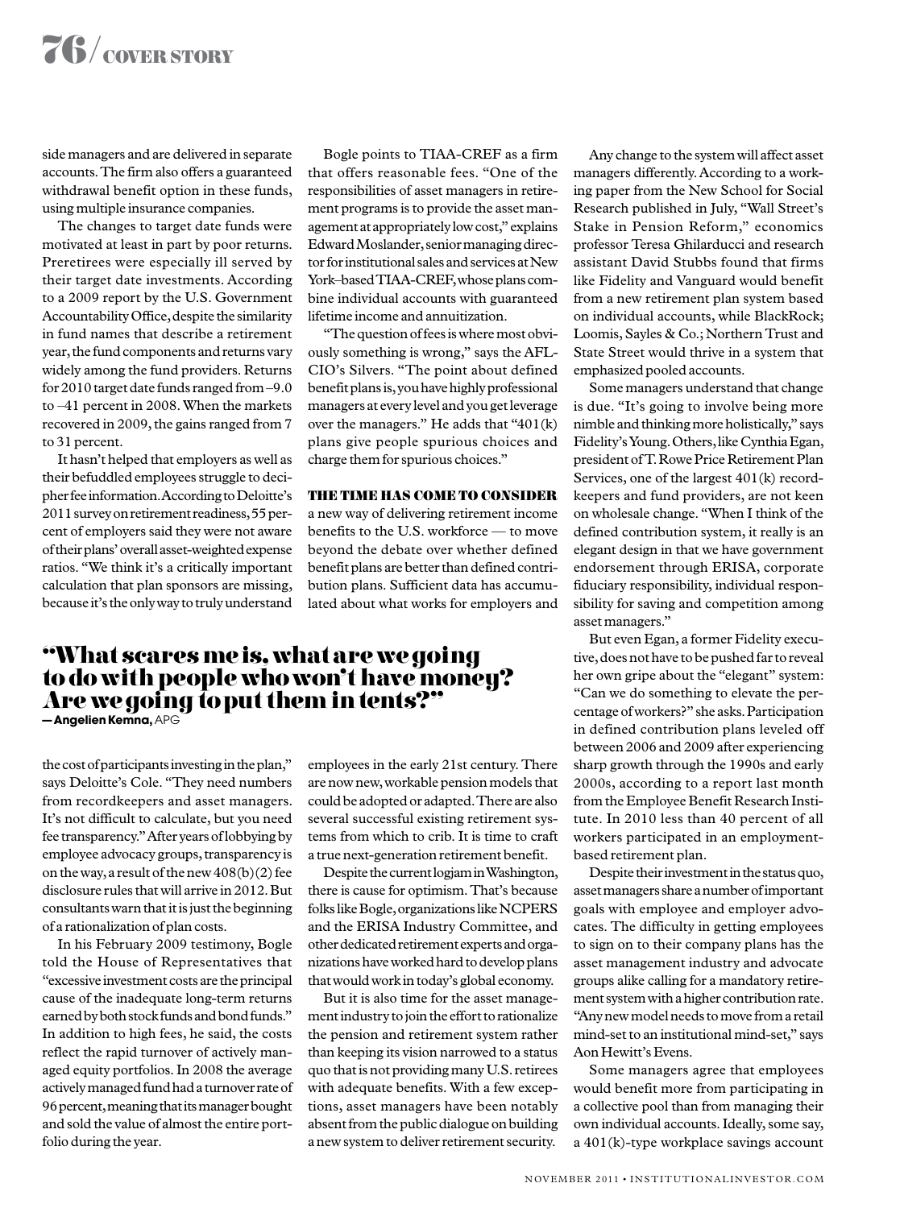side managers and are delivered in separate accounts. The firm also offers a guaranteed withdrawal benefit option in these funds, using multiple insurance companies.

The changes to target date funds were motivated at least in part by poor returns. Preretirees were especially ill served by their target date investments. According to a 2009 report by the U.S. Government Accountability Office, despite the similarity in fund names that describe a retirement year, the fund components and returns vary widely among the fund providers. Returns for 2010 target date funds ranged from –9.0 to –41 percent in 2008. When the markets recovered in 2009, the gains ranged from 7 to 31 percent.

It hasn't helped that employers as well as their befuddled employees struggle to decipher fee information. According to Deloitte's 2011 survey on retirement readiness, 55 percent of employers said they were not aware of their plans' overall asset-weighted expense ratios. "We think it's a critically important calculation that plan sponsors are missing, because it's the only way to truly understand the cost of participants investing in the plan," says Deloitte's Cole. "They need numbers from recordkeepers and asset managers. It's not difficult to calculate, but you need fee transparency." After years of lobbying by employee advocacy groups, transparency is on the way, a result of the new 408(b)(2) fee disclosure rules that will arrive in 2012. But consultants warn that it is just the beginning of a rationalization of plan costs.

In his February 2009 testimony, Bogle told the House of Representatives that "excessive investment costs are the principal cause of the inadequate long-term returns earned by both stock funds and bond funds." In addition to high fees, he said, the costs reflect the rapid turnover of actively managed equity portfolios. In 2008 the average actively managed fund had a turnover rate of 96 percent, meaning that its manager bought and sold the value of almost the entire portfolio during the year.

Bogle points to TIAA-CREF as a firm that offers reasonable fees. "One of the responsibilities of asset managers in retirement programs is to provide the asset management at appropriately low cost," explains Edward Moslander, senior managing director for institutional sales and services at New York–based TIAA-CREF, whose plans combine individual accounts with guaranteed lifetime income and annuitization.

"The question of fees is where most obviously something is wrong," says the AFL-CIO's Silvers. "The point about defined benefit plans is, you have highly professional managers at every level and you get leverage over the managers." He adds that "401(k) plans give people spurious choices and charge them for spurious choices."

**THE TIME HAS COME TO CONSIDER** a new way of delivering retirement income benefits to the U.S. workforce — to move beyond the debate over whether defined benefit plans are better than defined contribution plans. Sufficient data has accumulated about what works for employers and employees in the early 21st century. There are now new, workable pension models that could be adopted or adapted. There are also several successful existing retirement systems from which to crib. It is time to craft a true next-generation retirement benefit.

Despite the current logjam in Washington, there is cause for optimism. That's because folks like Bogle, organizations like NCPERS and the ERISA Industry Committee, and other dedicated retirement experts and organizations have worked hard to develop plans that would work in today's global economy.

But it is also time for the asset management industry to join the effort to rationalize the pension and retirement system rather than keeping its vision narrowed to a status quo that is not providing many U.S. retirees with adequate benefits. With a few exceptions, asset managers have been notably absent from the public dialogue on building a new system to deliver retirement security.

> **"What scares me is, what are we going to do with people who won't have money? Are we going to put them in tents?"**
> **— Angelien Kemna,** APG

Any change to the system will affect asset managers differently. According to a working paper from the New School for Social Research published in July, "Wall Street's Stake in Pension Reform," economics professor Teresa Ghilarducci and research assistant David Stubbs found that firms like Fidelity and Vanguard would benefit from a new retirement plan system based on individual accounts, while BlackRock; Loomis, Sayles & Co.; Northern Trust and State Street would thrive in a system that emphasized pooled accounts.

Some managers understand that change is due. "It's going to involve being more nimble and thinking more holistically," says Fidelity's Young. Others, like Cynthia Egan, president of T. Rowe Price Retirement Plan Services, one of the largest 401(k) recordkeepers and fund providers, are not keen on wholesale change. "When I think of the defined contribution system, it really is an elegant design in that we have government endorsement through ERISA, corporate fiduciary responsibility, individual responsibility for saving and competition among asset managers."

But even Egan, a former Fidelity executive, does not have to be pushed far to reveal her own gripe about the "elegant" system: "Can we do something to elevate the percentage of workers?" she asks. Participation in defined contribution plans leveled off between 2006 and 2009 after experiencing sharp growth through the 1990s and early 2000s, according to a report last month from the Employee Benefit Research Institute. In 2010 less than 40 percent of all workers participated in an employment-based retirement plan.

Despite their investment in the status quo, asset managers share a number of important goals with employee and employer advocates. The difficulty in getting employees to sign on to their company plans has the asset management industry and advocate groups alike calling for a mandatory retirement system with a higher contribution rate. "Any new model needs to move from a retail mind-set to an institutional mind-set," says Aon Hewitt's Evens.

Some managers agree that employees would benefit more from participating in a collective pool than from managing their own individual accounts. Ideally, some say, a 401(k)-type workplace savings account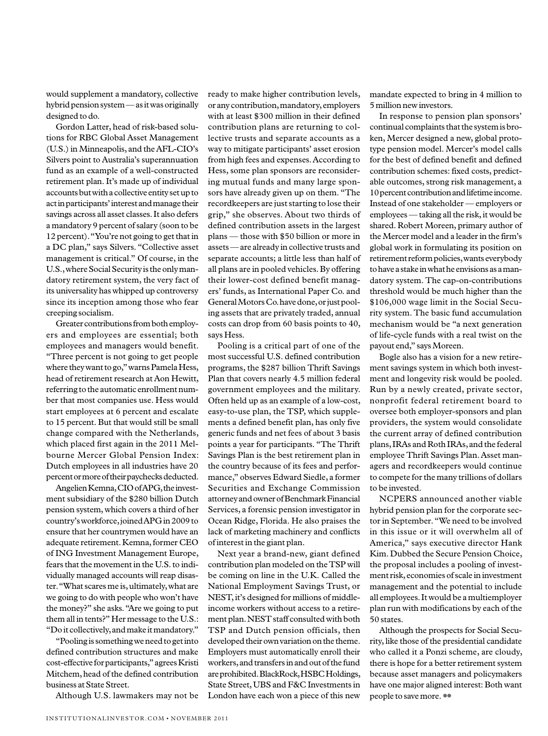would supplement a mandatory, collective hybrid pension system — as it was originally designed to do.

Gordon Latter, head of risk-based solutions for RBC Global Asset Management (U.S.) in Minneapolis, and the AFL-CIO's Silvers point to Australia's superannuation fund as an example of a well-constructed retirement plan. It's made up of individual accounts but with a collective entity set up to act in participants' interest and manage their savings across all asset classes. It also defers a mandatory 9 percent of salary (soon to be 12 percent). "You're not going to get that in a DC plan," says Silvers. "Collective asset management is critical." Of course, in the U.S., where Social Security is the only mandatory retirement system, the very fact of its universality has whipped up controversy since its inception among those who fear creeping socialism.

Greater contributions from both employers and employees are essential; both employees and managers would benefit. "Three percent is not going to get people where they want to go," warns Pamela Hess, head of retirement research at Aon Hewitt, referring to the automatic enrollment number that most companies use. Hess would start employees at 6 percent and escalate to 15 percent. But that would still be small change compared with the Netherlands, which placed first again in the 2011 Melbourne Mercer Global Pension Index: Dutch employees in all industries have 20 percent or more of their paychecks deducted.

Angelien Kemna, CIO of APG, the investment subsidiary of the $280 billion Dutch pension system, which covers a third of her country's workforce, joined APG in 2009 to ensure that her countrymen would have an adequate retirement. Kemna, former CEO of ING Investment Management Europe, fears that the movement in the U.S. to individually managed accounts will reap disaster. "What scares me is, ultimately, what are we going to do with people who won't have the money?" she asks. "Are we going to put them all in tents?" Her message to the U.S.: "Do it collectively, and make it mandatory."

"Pooling is something we need to get into defined contribution structures and make cost-effective for participants," agrees Kristi Mitchem, head of the defined contribution business at State Street.

Although U.S. lawmakers may not be ready to make higher contribution levels, or any contribution, mandatory, employers with at least $300 million in their defined contribution plans are returning to collective trusts and separate accounts as a way to mitigate participants' asset erosion from high fees and expenses. According to Hess, some plan sponsors are reconsidering mutual funds and many large sponsors have already given up on them. "The recordkeepers are just starting to lose their grip," she observes. About two thirds of defined contribution assets in the largest plans — those with $50 billion or more in assets — are already in collective trusts and separate accounts; a little less than half of all plans are in pooled vehicles. By offering their lower-cost defined benefit managers' funds, as International Paper Co. and General Motors Co. have done, or just pooling assets that are privately traded, annual costs can drop from 60 basis points to 40, says Hess.

Pooling is a critical part of one of the most successful U.S. defined contribution programs, the $287 billion Thrift Savings Plan that covers nearly 4.5 million federal government employees and the military. Often held up as an example of a low-cost, easy-to-use plan, the TSP, which supplements a defined benefit plan, has only five generic funds and net fees of about 3 basis points a year for participants. "The Thrift Savings Plan is the best retirement plan in the country because of its fees and performance," observes Edward Siedle, a former Securities and Exchange Commission attorney and owner of Benchmark Financial Services, a forensic pension investigator in Ocean Ridge, Florida. He also praises the lack of marketing machinery and conflicts of interest in the giant plan.

Next year a brand-new, giant defined contribution plan modeled on the TSP will be coming on line in the U.K. Called the National Employment Savings Trust, or NEST, it's designed for millions of middle-income workers without access to a retirement plan. NEST staff consulted with both TSP and Dutch pension officials, then developed their own variation on the theme. Employers must automatically enroll their workers, and transfers in and out of the fund are prohibited. BlackRock, HSBC Holdings, State Street, UBS and F&C Investments in London have each won a piece of this new mandate expected to bring in 4 million to 5 million new investors.

In response to pension plan sponsors' continual complaints that the system is broken, Mercer designed a new, global prototype pension model. Mercer's model calls for the best of defined benefit and defined contribution schemes: fixed costs, predictable outcomes, strong risk management, a 10 percent contribution and lifetime income. Instead of one stakeholder — employers or employees — taking all the risk, it would be shared. Robert Moreen, primary author of the Mercer model and a leader in the firm's global work in formulating its position on retirement reform policies, wants everybody to have a stake in what he envisions as a mandatory system. The cap-on-contributions threshold would be much higher than the $106,000 wage limit in the Social Security system. The basic fund accumulation mechanism would be "a next generation of life-cycle funds with a real twist on the payout end," says Moreen.

Bogle also has a vision for a new retirement savings system in which both investment and longevity risk would be pooled. Run by a newly created, private sector, nonprofit federal retirement board to oversee both employer-sponsors and plan providers, the system would consolidate the current array of defined contribution plans, IRAs and Roth IRAs, and the federal employee Thrift Savings Plan. Asset managers and recordkeepers would continue to compete for the many trillions of dollars to be invested.

NCPERS announced another viable hybrid pension plan for the corporate sector in September. "We need to be involved in this issue or it will overwhelm all of America," says executive director Hank Kim. Dubbed the Secure Pension Choice, the proposal includes a pooling of investment risk, economies of scale in investment management and the potential to include all employees. It would be a multiemployer plan run with modifications by each of the 50 states.

Although the prospects for Social Security, like those of the presidential candidate who called it a Ponzi scheme, are cloudy, there is hope for a better retirement system because asset managers and policymakers have one major aligned interest: Both want people to save more. ••